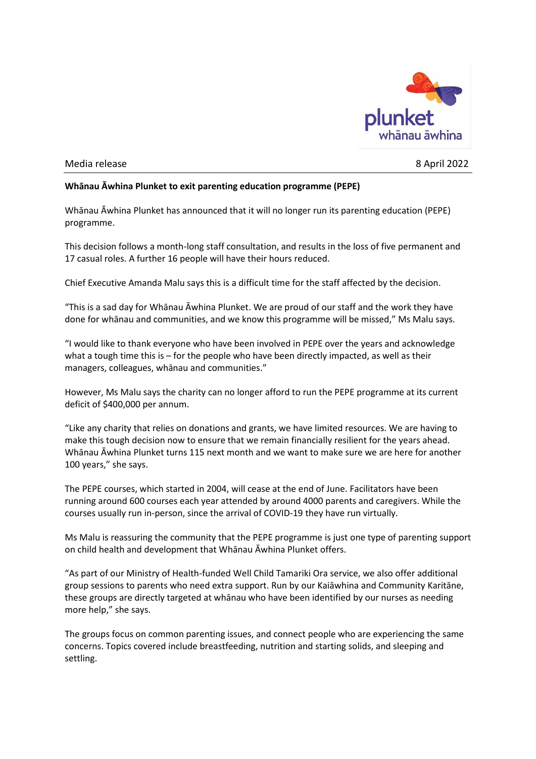plunket
whānau āwhina

Media release

8 April 2022

**Whānau Āwhina Plunket to exit parenting education programme (PEPE)**

Whānau Āwhina Plunket has announced that it will no longer run its parenting education (PEPE) programme.

This decision follows a month-long staff consultation, and results in the loss of five permanent and 17 casual roles. A further 16 people will have their hours reduced.

Chief Executive Amanda Malu says this is a difficult time for the staff affected by the decision.

"This is a sad day for Whānau Āwhina Plunket. We are proud of our staff and the work they have done for whānau and communities, and we know this programme will be missed," Ms Malu says.

"I would like to thank everyone who have been involved in PEPE over the years and acknowledge what a tough time this is – for the people who have been directly impacted, as well as their managers, colleagues, whānau and communities."

However, Ms Malu says the charity can no longer afford to run the PEPE programme at its current deficit of $400,000 per annum.

"Like any charity that relies on donations and grants, we have limited resources. We are having to make this tough decision now to ensure that we remain financially resilient for the years ahead. Whānau Āwhina Plunket turns 115 next month and we want to make sure we are here for another 100 years," she says.

The PEPE courses, which started in 2004, will cease at the end of June. Facilitators have been running around 600 courses each year attended by around 4000 parents and caregivers. While the courses usually run in-person, since the arrival of COVID-19 they have run virtually.

Ms Malu is reassuring the community that the PEPE programme is just one type of parenting support on child health and development that Whānau Āwhina Plunket offers.

"As part of our Ministry of Health-funded Well Child Tamariki Ora service, we also offer additional group sessions to parents who need extra support. Run by our Kaiāwhina and Community Karitāne, these groups are directly targeted at whānau who have been identified by our nurses as needing more help," she says.

The groups focus on common parenting issues, and connect people who are experiencing the same concerns. Topics covered include breastfeeding, nutrition and starting solids, and sleeping and settling.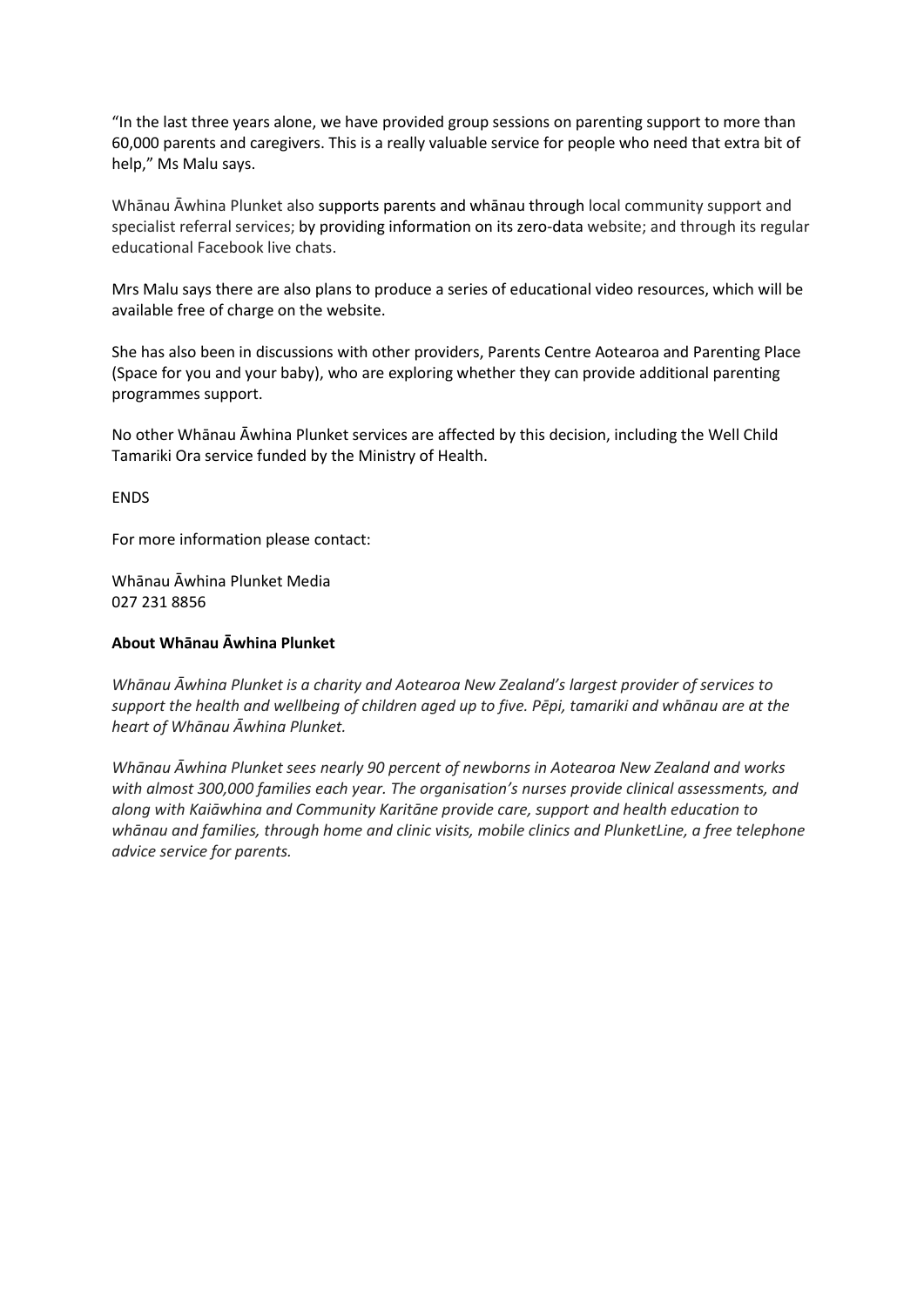"In the last three years alone, we have provided group sessions on parenting support to more than 60,000 parents and caregivers. This is a really valuable service for people who need that extra bit of help," Ms Malu says.

Whānau Āwhina Plunket also supports parents and whānau through local community support and specialist referral services; by providing information on its zero-data website; and through its regular educational Facebook live chats.

Mrs Malu says there are also plans to produce a series of educational video resources, which will be available free of charge on the website.

She has also been in discussions with other providers, Parents Centre Aotearoa and Parenting Place (Space for you and your baby), who are exploring whether they can provide additional parenting programmes support.

No other Whānau Āwhina Plunket services are affected by this decision, including the Well Child Tamariki Ora service funded by the Ministry of Health.

ENDS

For more information please contact:

Whānau Āwhina Plunket Media
027 231 8856

**About Whānau Āwhina Plunket**

*Whānau Āwhina Plunket is a charity and Aotearoa New Zealand's largest provider of services to support the health and wellbeing of children aged up to five. Pēpi, tamariki and whānau are at the heart of Whānau Āwhina Plunket.*

*Whānau Āwhina Plunket sees nearly 90 percent of newborns in Aotearoa New Zealand and works with almost 300,000 families each year. The organisation's nurses provide clinical assessments, and along with Kaiāwhina and Community Karitāne provide care, support and health education to whānau and families, through home and clinic visits, mobile clinics and PlunketLine, a free telephone advice service for parents.*